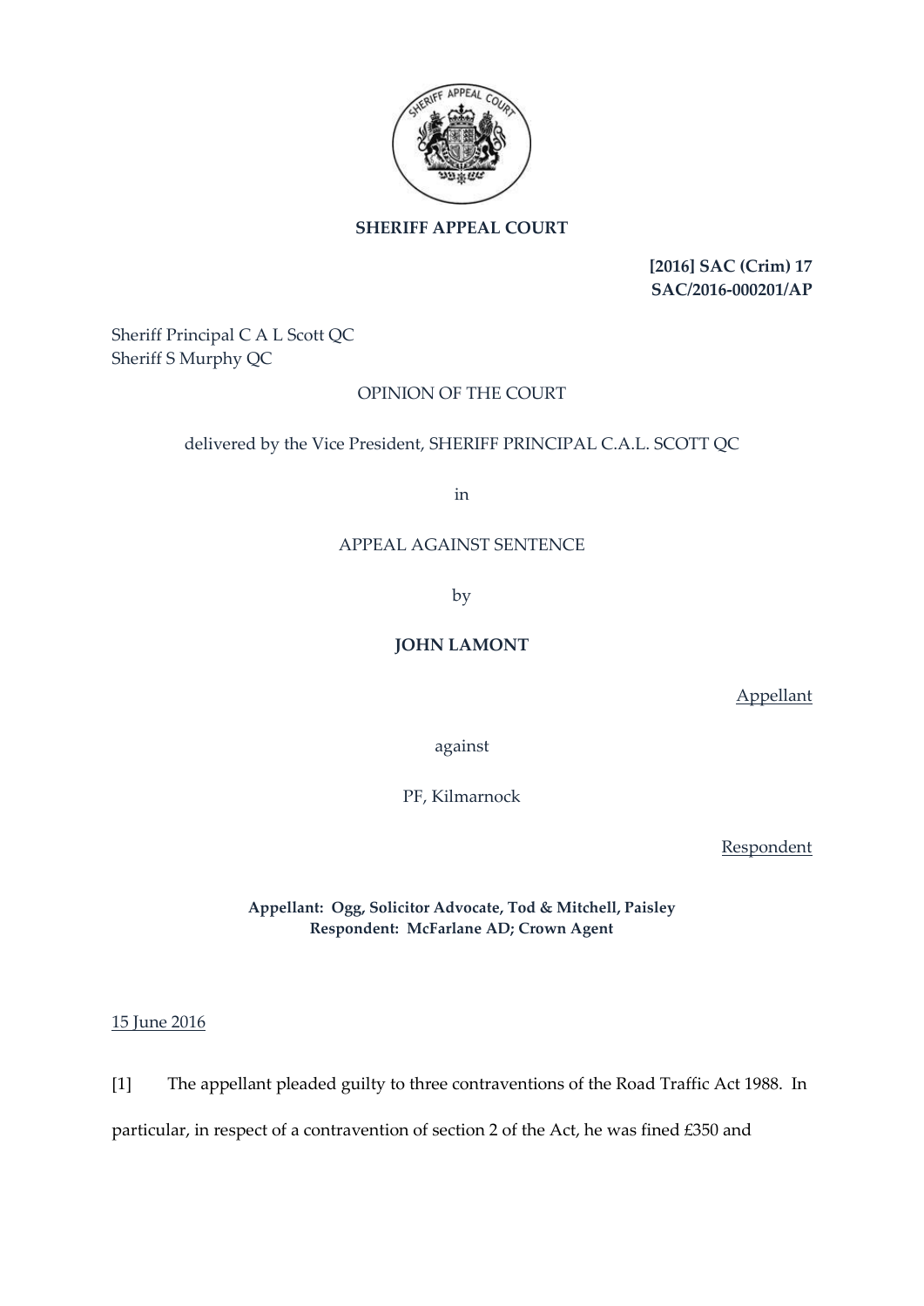**SHERIFF APPEAL COURT**

**[2016] SAC (Crim) 17**
**SAC/2016-000201/AP**

Sheriff Principal C A L Scott QC
Sheriff S Murphy QC

OPINION OF THE COURT

delivered by the Vice President, SHERIFF PRINCIPAL C.A.L. SCOTT QC

in

APPEAL AGAINST SENTENCE

by

**JOHN LAMONT**

Appellant

against

PF, Kilmarnock

Respondent

**Appellant: Ogg, Solicitor Advocate, Tod & Mitchell, Paisley**
**Respondent: McFarlane AD; Crown Agent**

15 June 2016

[1] The appellant pleaded guilty to three contraventions of the Road Traffic Act 1988. In particular, in respect of a contravention of section 2 of the Act, he was fined £350 and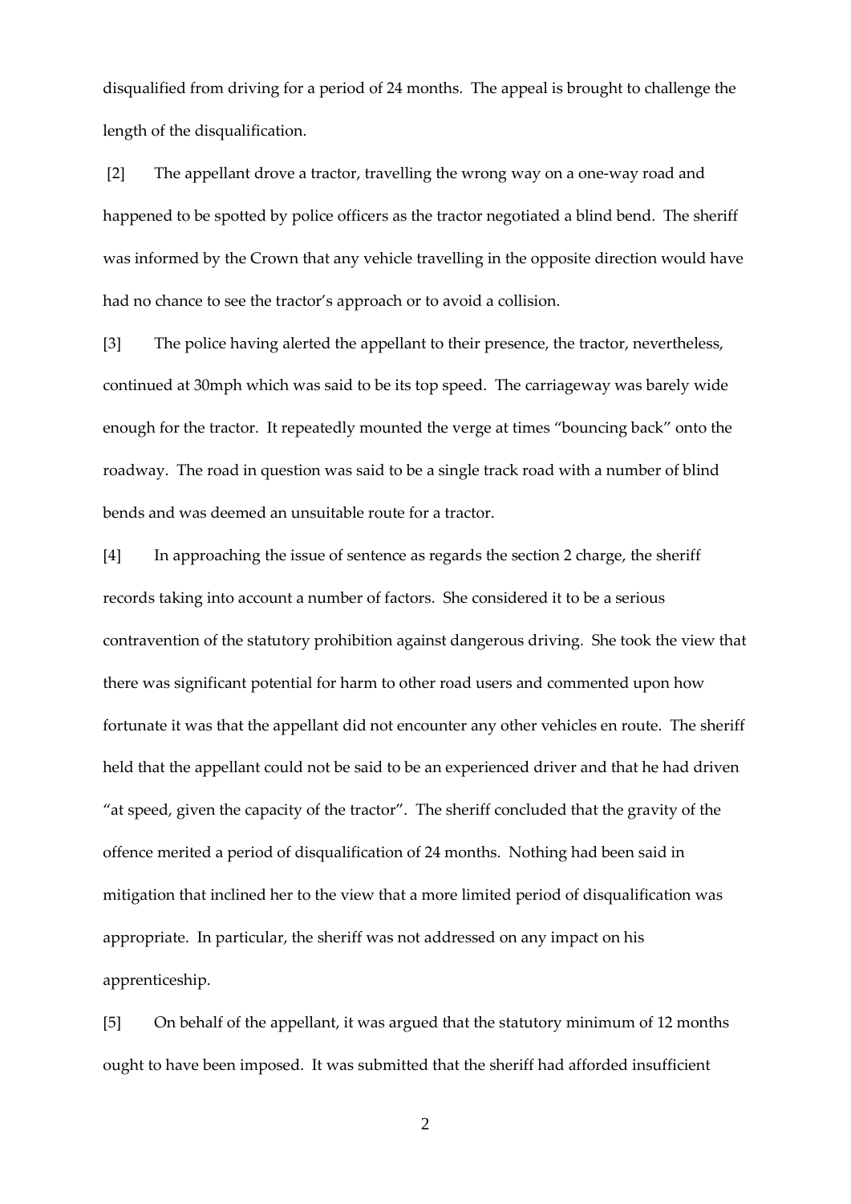disqualified from driving for a period of 24 months. The appeal is brought to challenge the length of the disqualification.

[2] The appellant drove a tractor, travelling the wrong way on a one-way road and happened to be spotted by police officers as the tractor negotiated a blind bend. The sheriff was informed by the Crown that any vehicle travelling in the opposite direction would have had no chance to see the tractor's approach or to avoid a collision.

[3] The police having alerted the appellant to their presence, the tractor, nevertheless, continued at 30mph which was said to be its top speed. The carriageway was barely wide enough for the tractor. It repeatedly mounted the verge at times "bouncing back" onto the roadway. The road in question was said to be a single track road with a number of blind bends and was deemed an unsuitable route for a tractor.

[4] In approaching the issue of sentence as regards the section 2 charge, the sheriff records taking into account a number of factors. She considered it to be a serious contravention of the statutory prohibition against dangerous driving. She took the view that there was significant potential for harm to other road users and commented upon how fortunate it was that the appellant did not encounter any other vehicles en route. The sheriff held that the appellant could not be said to be an experienced driver and that he had driven "at speed, given the capacity of the tractor". The sheriff concluded that the gravity of the offence merited a period of disqualification of 24 months. Nothing had been said in mitigation that inclined her to the view that a more limited period of disqualification was appropriate. In particular, the sheriff was not addressed on any impact on his apprenticeship.

[5] On behalf of the appellant, it was argued that the statutory minimum of 12 months ought to have been imposed. It was submitted that the sheriff had afforded insufficient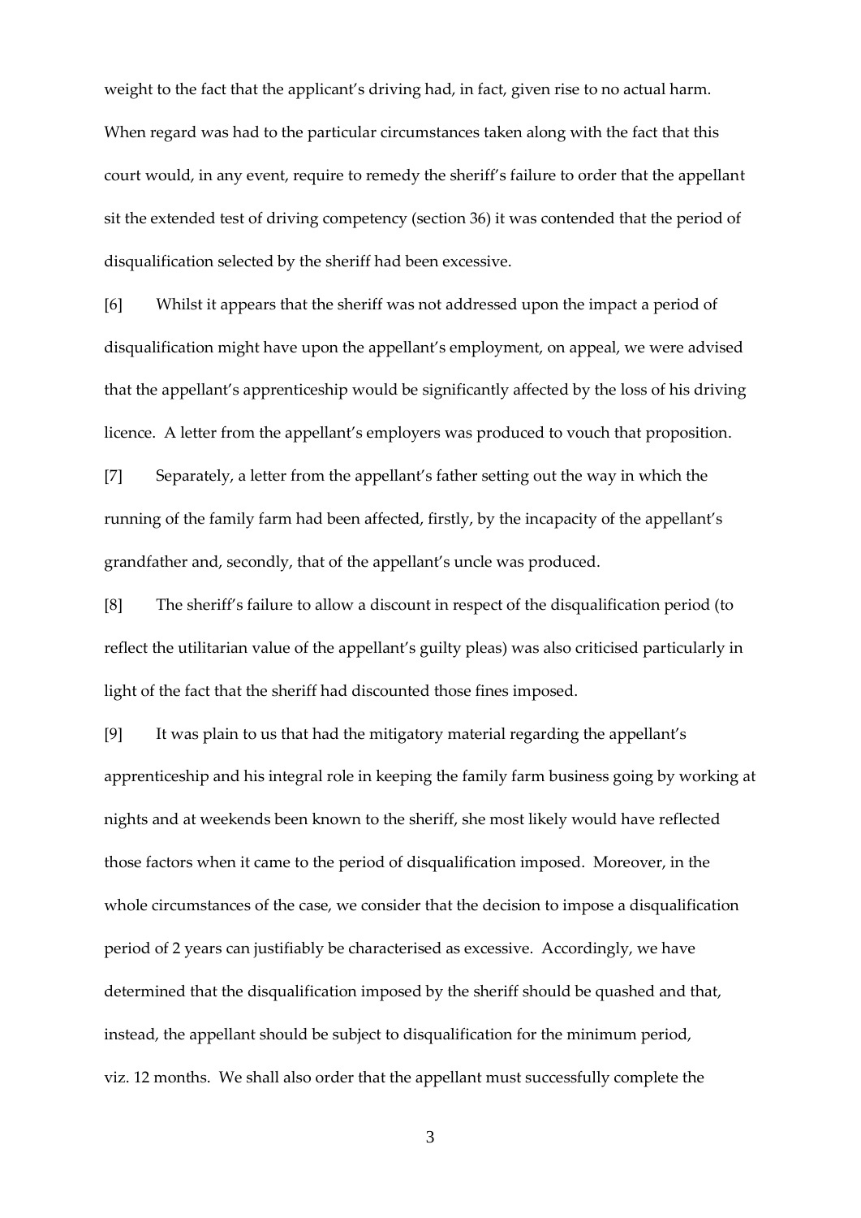weight to the fact that the applicant's driving had, in fact, given rise to no actual harm. When regard was had to the particular circumstances taken along with the fact that this court would, in any event, require to remedy the sheriff's failure to order that the appellant sit the extended test of driving competency (section 36) it was contended that the period of disqualification selected by the sheriff had been excessive.

[6] Whilst it appears that the sheriff was not addressed upon the impact a period of disqualification might have upon the appellant's employment, on appeal, we were advised that the appellant's apprenticeship would be significantly affected by the loss of his driving licence. A letter from the appellant's employers was produced to vouch that proposition.

[7] Separately, a letter from the appellant's father setting out the way in which the running of the family farm had been affected, firstly, by the incapacity of the appellant's grandfather and, secondly, that of the appellant's uncle was produced.

[8] The sheriff's failure to allow a discount in respect of the disqualification period (to reflect the utilitarian value of the appellant's guilty pleas) was also criticised particularly in light of the fact that the sheriff had discounted those fines imposed.

[9] It was plain to us that had the mitigatory material regarding the appellant's apprenticeship and his integral role in keeping the family farm business going by working at nights and at weekends been known to the sheriff, she most likely would have reflected those factors when it came to the period of disqualification imposed. Moreover, in the whole circumstances of the case, we consider that the decision to impose a disqualification period of 2 years can justifiably be characterised as excessive. Accordingly, we have determined that the disqualification imposed by the sheriff should be quashed and that, instead, the appellant should be subject to disqualification for the minimum period, viz. 12 months. We shall also order that the appellant must successfully complete the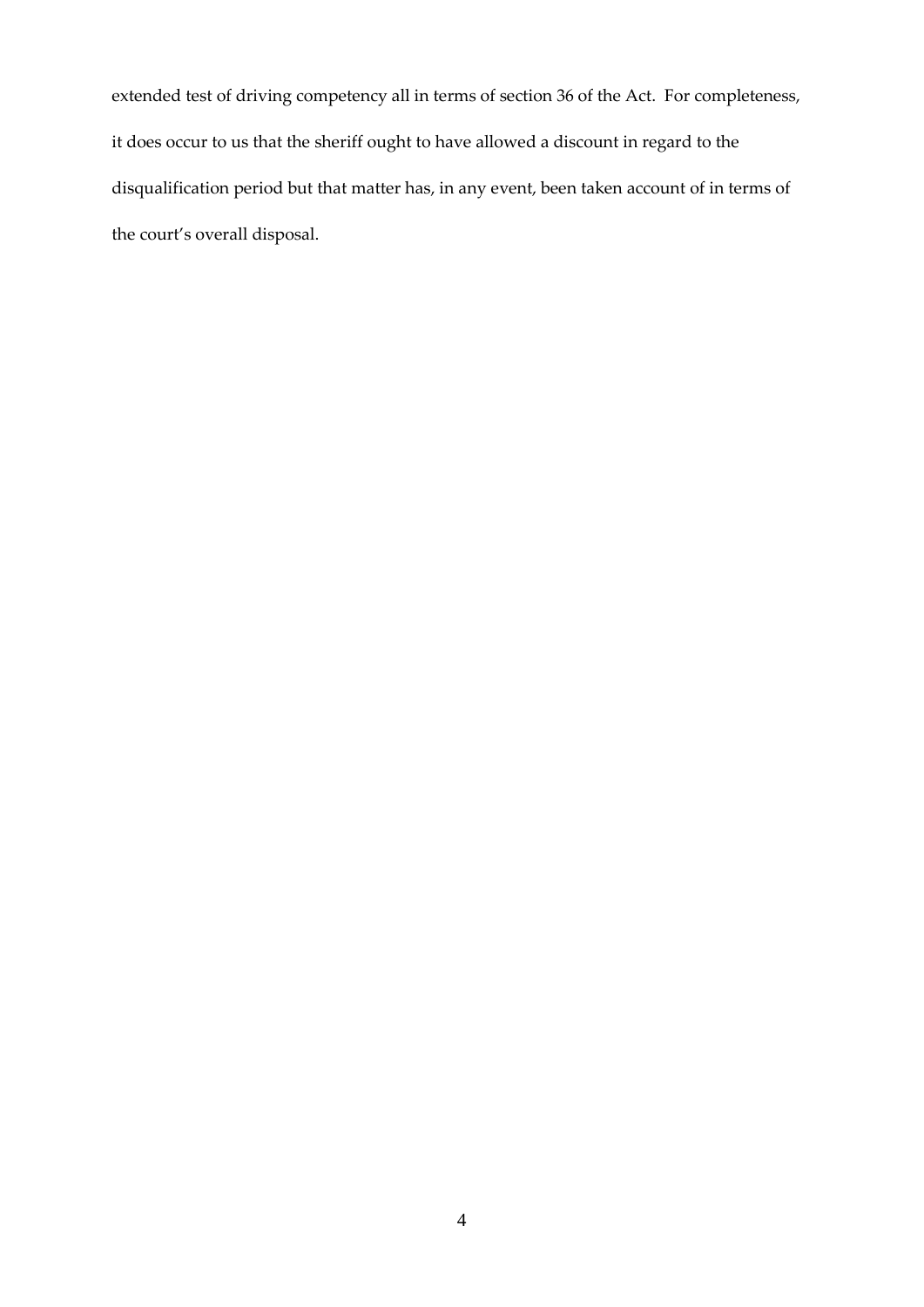extended test of driving competency all in terms of section 36 of the Act. For completeness, it does occur to us that the sheriff ought to have allowed a discount in regard to the disqualification period but that matter has, in any event, been taken account of in terms of the court's overall disposal.